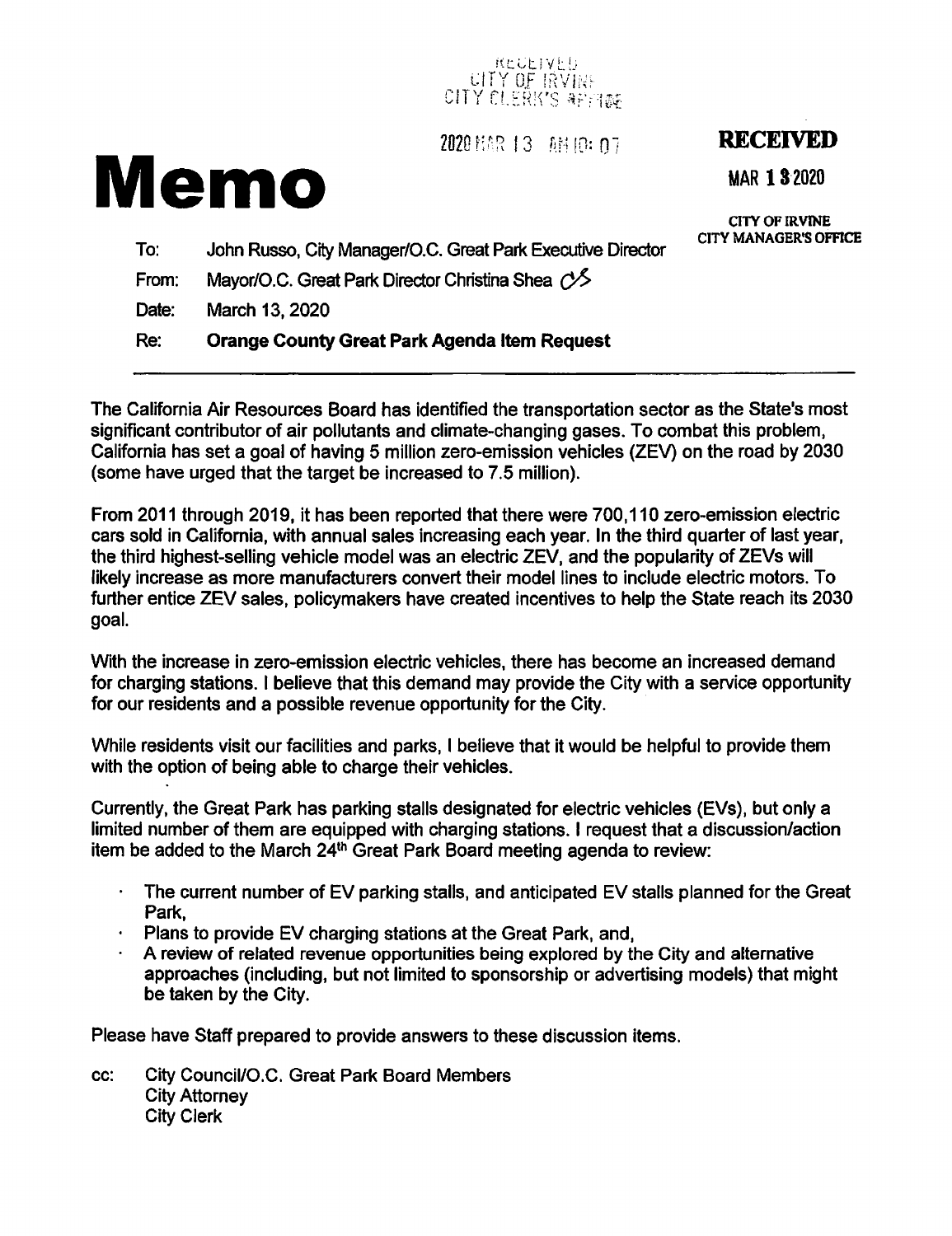RECEIVED
CITY OF IRVINE
CITY CLERK'S OFFICE

2020 MAR 13 AM 10: 07

**RECEIVED**

MAR 13 2020

CITY OF IRVINE
CITY MANAGER'S OFFICE

# Memo

To: John Russo, City Manager/O.C. Great Park Executive Director

From: Mayor/O.C. Great Park Director Christina Shea *CS*

Date: March 13, 2020

Re: **Orange County Great Park Agenda Item Request**

---

The California Air Resources Board has identified the transportation sector as the State's most significant contributor of air pollutants and climate-changing gases. To combat this problem, California has set a goal of having 5 million zero-emission vehicles (ZEV) on the road by 2030 (some have urged that the target be increased to 7.5 million).

From 2011 through 2019, it has been reported that there were 700,110 zero-emission electric cars sold in California, with annual sales increasing each year. In the third quarter of last year, the third highest-selling vehicle model was an electric ZEV, and the popularity of ZEVs will likely increase as more manufacturers convert their model lines to include electric motors. To further entice ZEV sales, policymakers have created incentives to help the State reach its 2030 goal.

With the increase in zero-emission electric vehicles, there has become an increased demand for charging stations. I believe that this demand may provide the City with a service opportunity for our residents and a possible revenue opportunity for the City.

While residents visit our facilities and parks, I believe that it would be helpful to provide them with the option of being able to charge their vehicles.

Currently, the Great Park has parking stalls designated for electric vehicles (EVs), but only a limited number of them are equipped with charging stations. I request that a discussion/action item be added to the March 24th Great Park Board meeting agenda to review:

- The current number of EV parking stalls, and anticipated EV stalls planned for the Great Park,
- Plans to provide EV charging stations at the Great Park, and,
- A review of related revenue opportunities being explored by the City and alternative approaches (including, but not limited to sponsorship or advertising models) that might be taken by the City.

Please have Staff prepared to provide answers to these discussion items.

cc: City Council/O.C. Great Park Board Members
City Attorney
City Clerk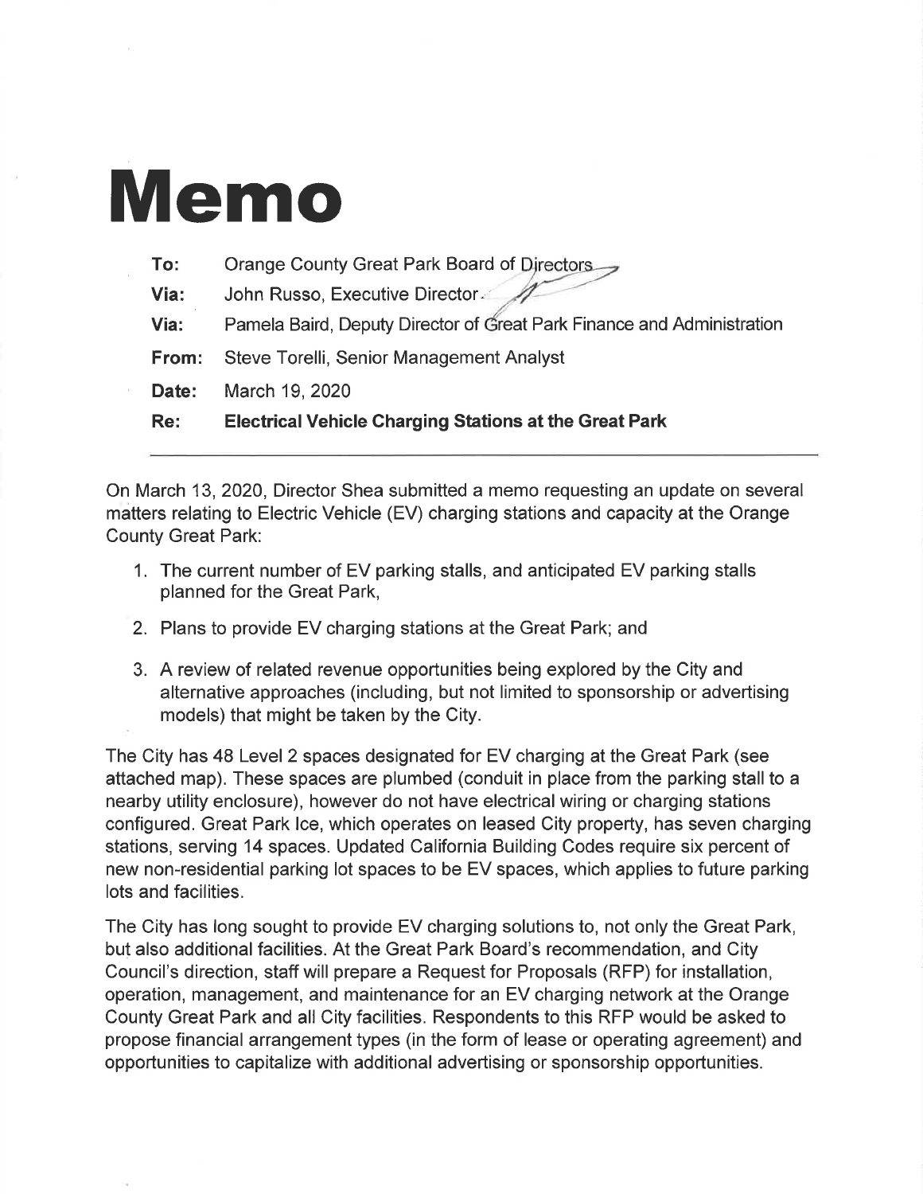# Memo

**To:** Orange County Great Park Board of Directors

**Via:** John Russo, Executive Director

**Via:** Pamela Baird, Deputy Director of Great Park Finance and Administration

**From:** Steve Torelli, Senior Management Analyst

**Date:** March 19, 2020

**Re:** **Electrical Vehicle Charging Stations at the Great Park**

---

On March 13, 2020, Director Shea submitted a memo requesting an update on several matters relating to Electric Vehicle (EV) charging stations and capacity at the Orange County Great Park:

1. The current number of EV parking stalls, and anticipated EV parking stalls planned for the Great Park,
2. Plans to provide EV charging stations at the Great Park; and
3. A review of related revenue opportunities being explored by the City and alternative approaches (including, but not limited to sponsorship or advertising models) that might be taken by the City.

The City has 48 Level 2 spaces designated for EV charging at the Great Park (see attached map). These spaces are plumbed (conduit in place from the parking stall to a nearby utility enclosure), however do not have electrical wiring or charging stations configured. Great Park Ice, which operates on leased City property, has seven charging stations, serving 14 spaces. Updated California Building Codes require six percent of new non-residential parking lot spaces to be EV spaces, which applies to future parking lots and facilities.

The City has long sought to provide EV charging solutions to, not only the Great Park, but also additional facilities. At the Great Park Board's recommendation, and City Council's direction, staff will prepare a Request for Proposals (RFP) for installation, operation, management, and maintenance for an EV charging network at the Orange County Great Park and all City facilities. Respondents to this RFP would be asked to propose financial arrangement types (in the form of lease or operating agreement) and opportunities to capitalize with additional advertising or sponsorship opportunities.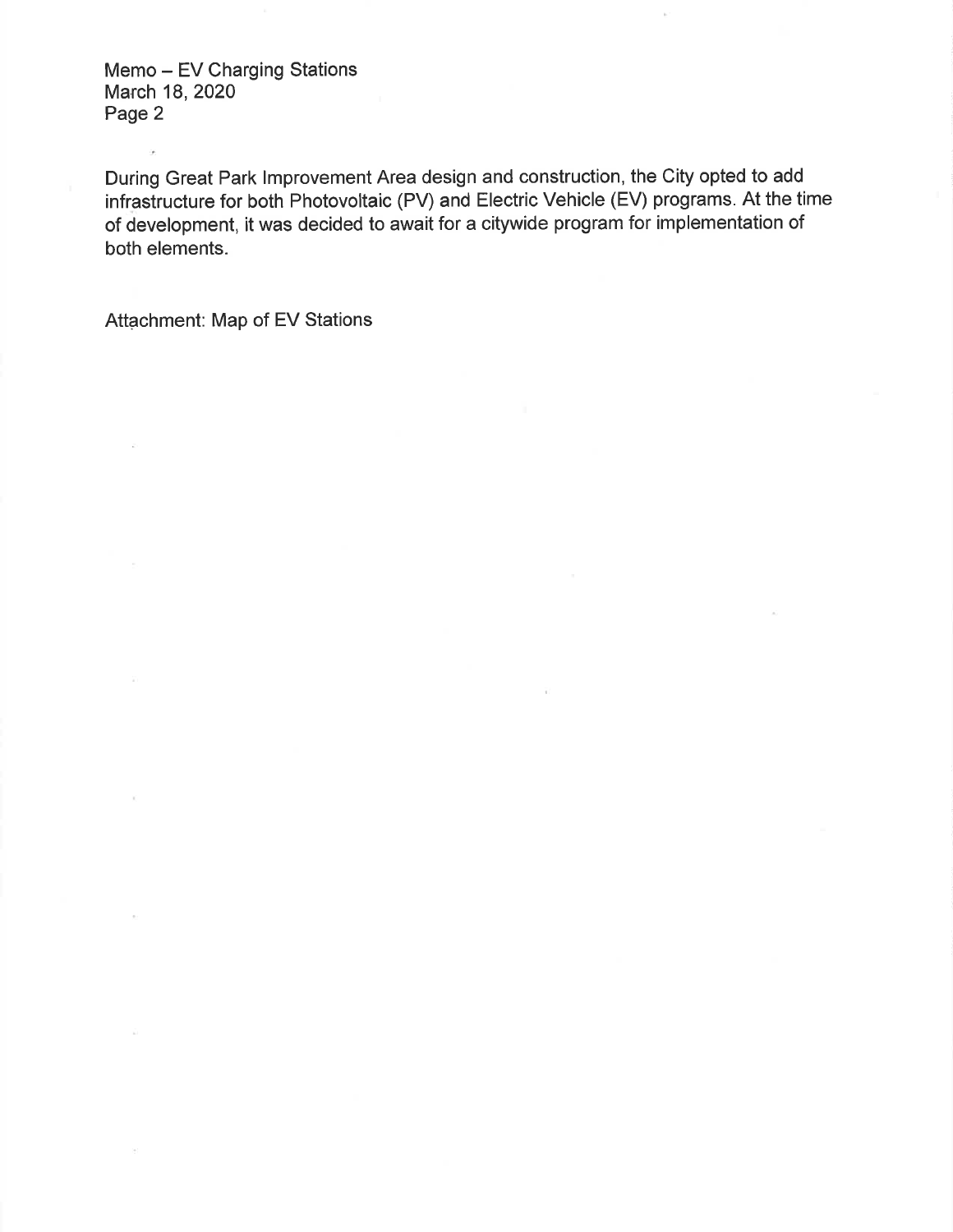During Great Park Improvement Area design and construction, the City opted to add infrastructure for both Photovoltaic (PV) and Electric Vehicle (EV) programs. At the time of development, it was decided to await for a citywide program for implementation of both elements.

Attachment: Map of EV Stations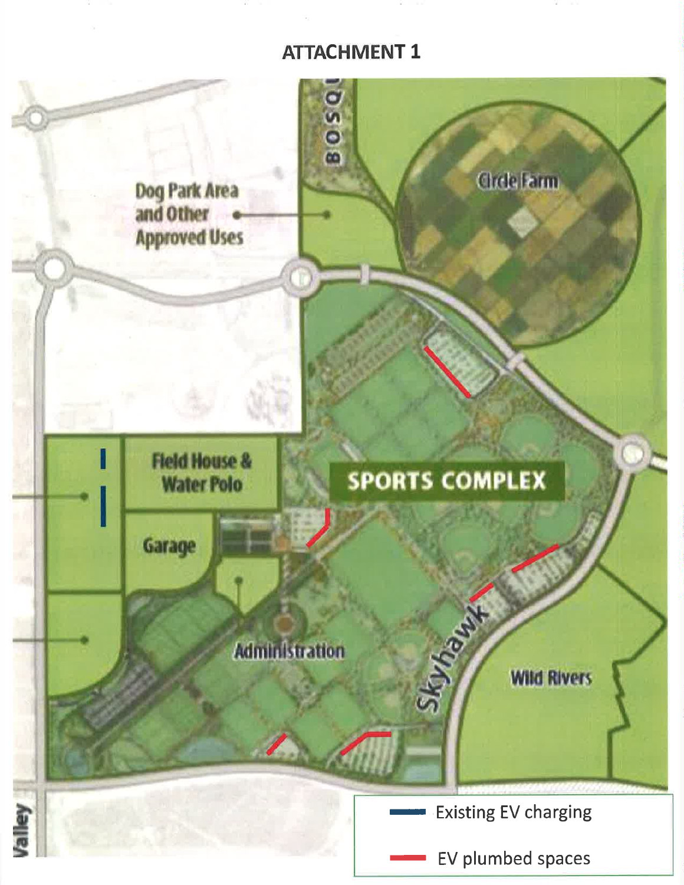# ATTACHMENT 1

BOSQU

Dog Park Area and Other Approved Uses

Circle Farm

Field House & Water Polo

SPORTS COMPLEX

Garage

Administration

Skyhawk

Wild Rivers

Valley

Existing EV charging

EV plumbed spaces